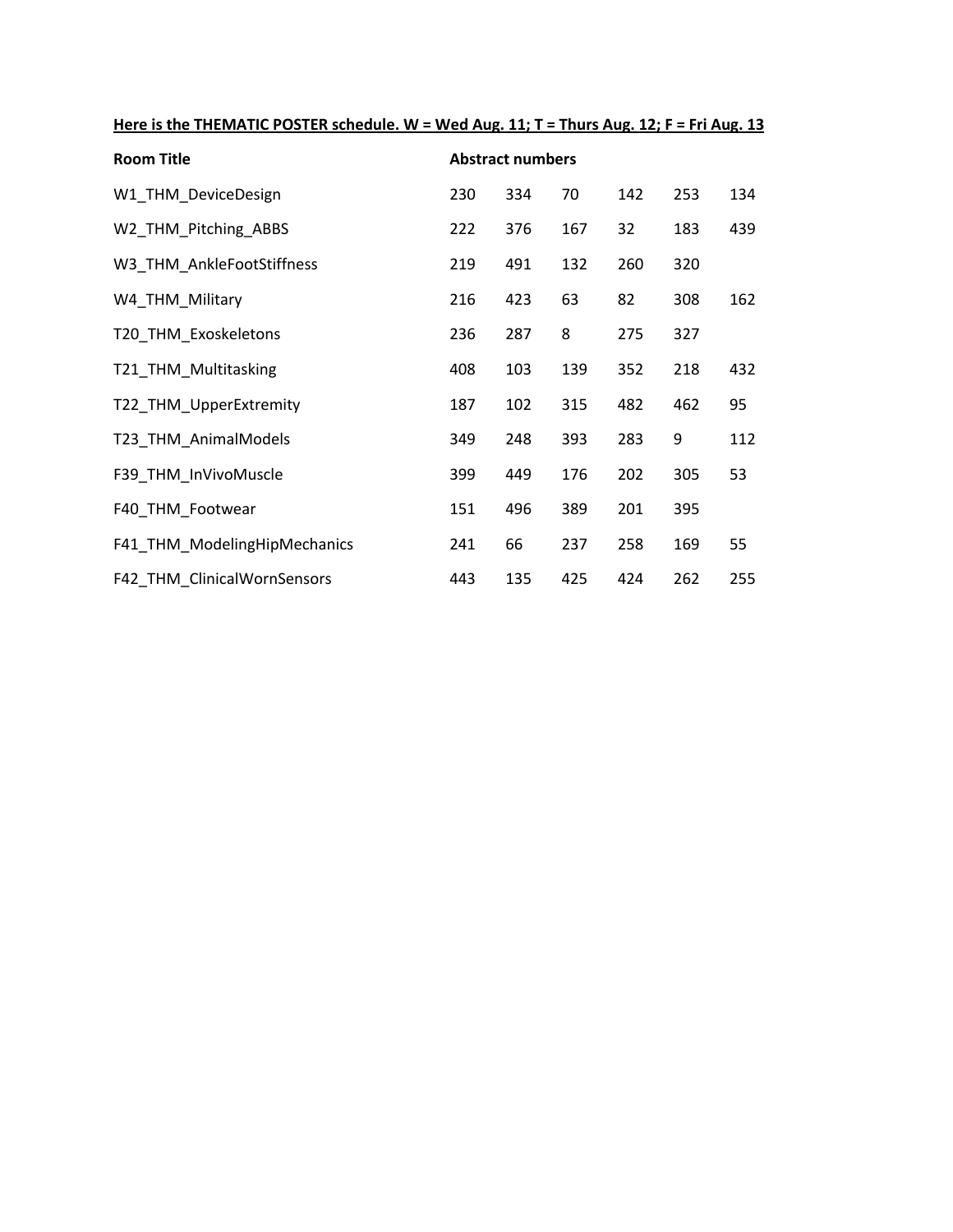**<u>Here is the THEMATIC POSTER schedule. W = Wed Aug. 11; T = Thurs Aug. 12; F = Fri Aug. 13</u>**

| Room Title | Abstract numbers | | | | | |
|---|---|---|---|---|---|---|
| W1_THM_DeviceDesign | 230 | 334 | 70 | 142 | 253 | 134 |
| W2_THM_Pitching_ABBS | 222 | 376 | 167 | 32 | 183 | 439 |
| W3_THM_AnkleFootStiffness | 219 | 491 | 132 | 260 | 320 | |
| W4_THM_Military | 216 | 423 | 63 | 82 | 308 | 162 |
| T20_THM_Exoskeletons | 236 | 287 | 8 | 275 | 327 | |
| T21_THM_Multitasking | 408 | 103 | 139 | 352 | 218 | 432 |
| T22_THM_UpperExtremity | 187 | 102 | 315 | 482 | 462 | 95 |
| T23_THM_AnimalModels | 349 | 248 | 393 | 283 | 9 | 112 |
| F39_THM_InVivoMuscle | 399 | 449 | 176 | 202 | 305 | 53 |
| F40_THM_Footwear | 151 | 496 | 389 | 201 | 395 | |
| F41_THM_ModelingHipMechanics | 241 | 66 | 237 | 258 | 169 | 55 |
| F42_THM_ClinicalWornSensors | 443 | 135 | 425 | 424 | 262 | 255 |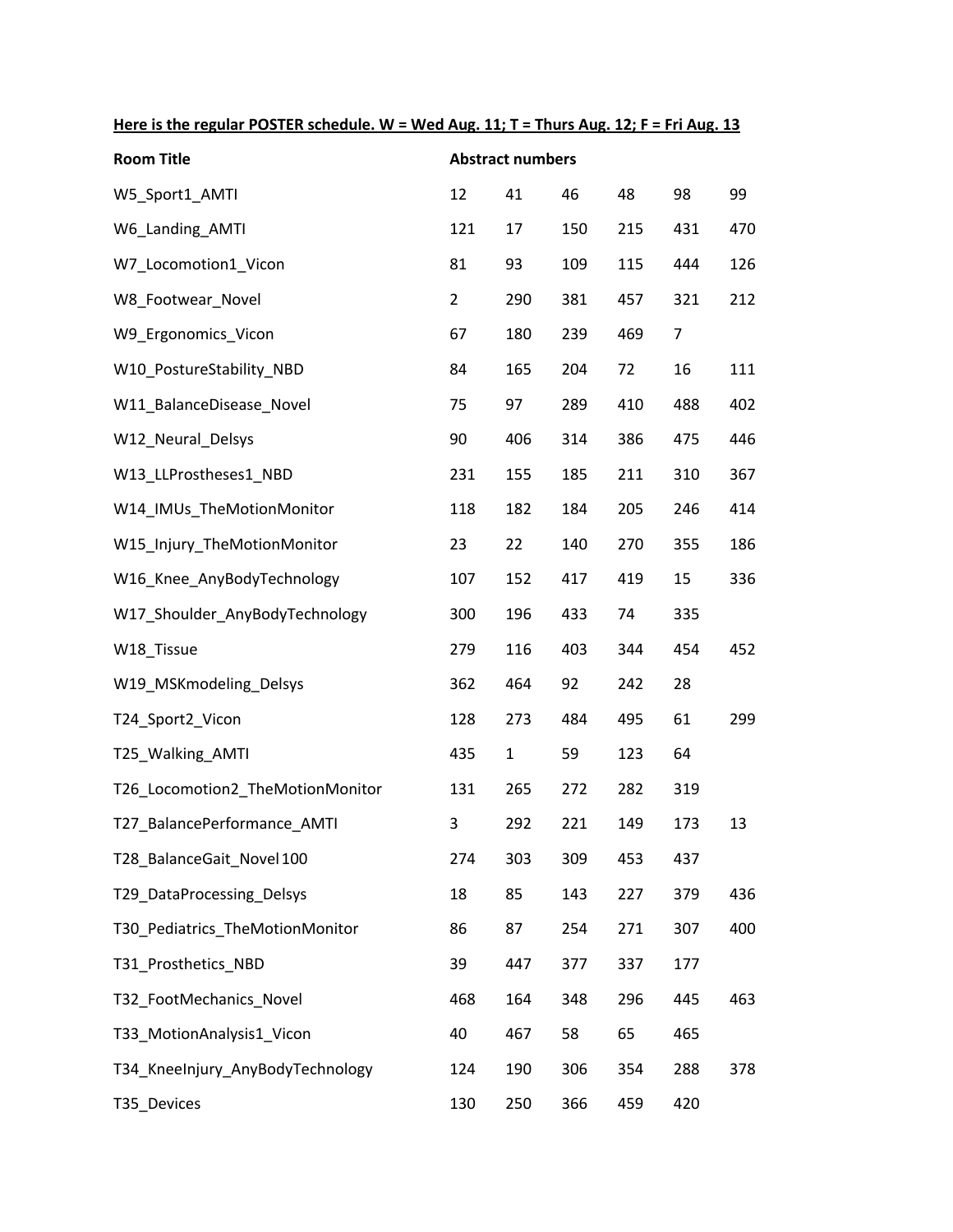**Here is the regular POSTER schedule. W = Wed Aug. 11; T = Thurs Aug. 12; F = Fri Aug. 13**

| Room Title | Abstract numbers | | | | | |
|---|---|---|---|---|---|---|
| W5_Sport1_AMTI | 12 | 41 | 46 | 48 | 98 | 99 |
| W6_Landing_AMTI | 121 | 17 | 150 | 215 | 431 | 470 |
| W7_Locomotion1_Vicon | 81 | 93 | 109 | 115 | 444 | 126 |
| W8_Footwear_Novel | 2 | 290 | 381 | 457 | 321 | 212 |
| W9_Ergonomics_Vicon | 67 | 180 | 239 | 469 | 7 | |
| W10_PostureStability_NBD | 84 | 165 | 204 | 72 | 16 | 111 |
| W11_BalanceDisease_Novel | 75 | 97 | 289 | 410 | 488 | 402 |
| W12_Neural_Delsys | 90 | 406 | 314 | 386 | 475 | 446 |
| W13_LLProstheses1_NBD | 231 | 155 | 185 | 211 | 310 | 367 |
| W14_IMUs_TheMotionMonitor | 118 | 182 | 184 | 205 | 246 | 414 |
| W15_Injury_TheMotionMonitor | 23 | 22 | 140 | 270 | 355 | 186 |
| W16_Knee_AnyBodyTechnology | 107 | 152 | 417 | 419 | 15 | 336 |
| W17_Shoulder_AnyBodyTechnology | 300 | 196 | 433 | 74 | 335 | |
| W18_Tissue | 279 | 116 | 403 | 344 | 454 | 452 |
| W19_MSKmodeling_Delsys | 362 | 464 | 92 | 242 | 28 | |
| T24_Sport2_Vicon | 128 | 273 | 484 | 495 | 61 | 299 |
| T25_Walking_AMTI | 435 | 1 | 59 | 123 | 64 | |
| T26_Locomotion2_TheMotionMonitor | 131 | 265 | 272 | 282 | 319 | |
| T27_BalancePerformance_AMTI | 3 | 292 | 221 | 149 | 173 | 13 |
| T28_BalanceGait_Novel 100 | 274 | 303 | 309 | 453 | 437 | |
| T29_DataProcessing_Delsys | 18 | 85 | 143 | 227 | 379 | 436 |
| T30_Pediatrics_TheMotionMonitor | 86 | 87 | 254 | 271 | 307 | 400 |
| T31_Prosthetics_NBD | 39 | 447 | 377 | 337 | 177 | |
| T32_FootMechanics_Novel | 468 | 164 | 348 | 296 | 445 | 463 |
| T33_MotionAnalysis1_Vicon | 40 | 467 | 58 | 65 | 465 | |
| T34_KneeInjury_AnyBodyTechnology | 124 | 190 | 306 | 354 | 288 | 378 |
| T35_Devices | 130 | 250 | 366 | 459 | 420 | |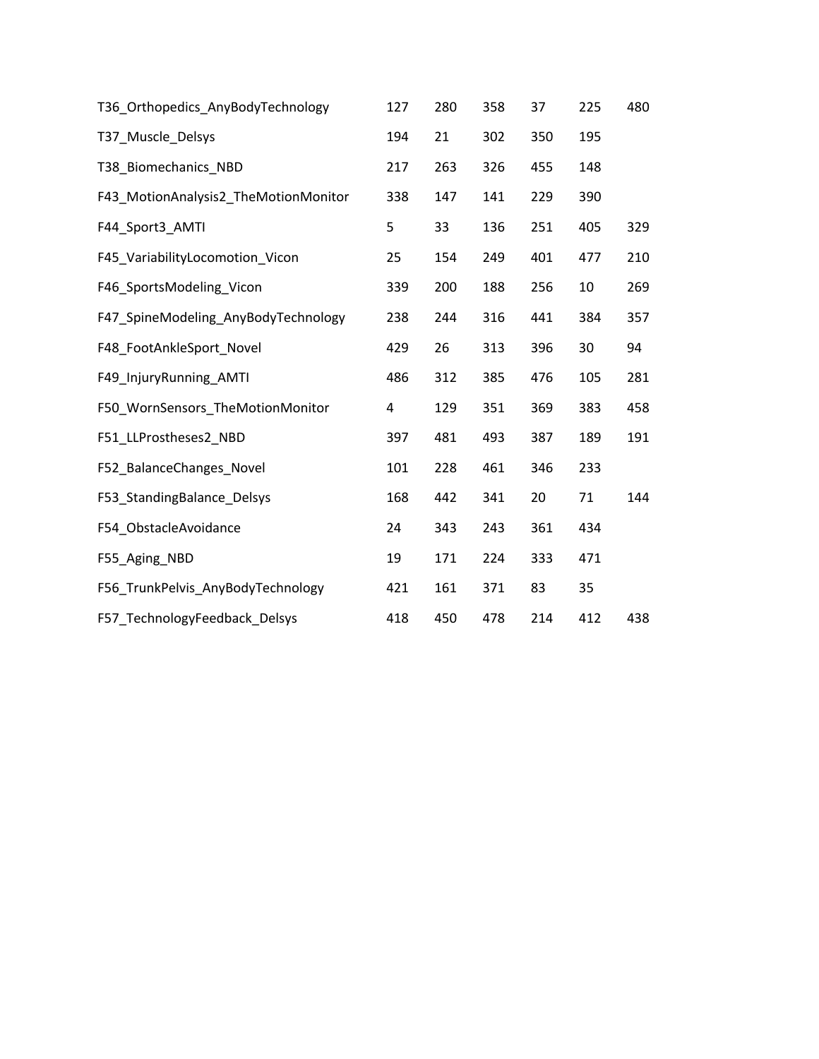| | | | | | | |
|---|---|---|---|---|---|---|
| T36_Orthopedics_AnyBodyTechnology | 127 | 280 | 358 | 37 | 225 | 480 |
| T37_Muscle_Delsys | 194 | 21 | 302 | 350 | 195 | |
| T38_Biomechanics_NBD | 217 | 263 | 326 | 455 | 148 | |
| F43_MotionAnalysis2_TheMotionMonitor | 338 | 147 | 141 | 229 | 390 | |
| F44_Sport3_AMTI | 5 | 33 | 136 | 251 | 405 | 329 |
| F45_VariabilityLocomotion_Vicon | 25 | 154 | 249 | 401 | 477 | 210 |
| F46_SportsModeling_Vicon | 339 | 200 | 188 | 256 | 10 | 269 |
| F47_SpineModeling_AnyBodyTechnology | 238 | 244 | 316 | 441 | 384 | 357 |
| F48_FootAnkleSport_Novel | 429 | 26 | 313 | 396 | 30 | 94 |
| F49_InjuryRunning_AMTI | 486 | 312 | 385 | 476 | 105 | 281 |
| F50_WornSensors_TheMotionMonitor | 4 | 129 | 351 | 369 | 383 | 458 |
| F51_LLProstheses2_NBD | 397 | 481 | 493 | 387 | 189 | 191 |
| F52_BalanceChanges_Novel | 101 | 228 | 461 | 346 | 233 | |
| F53_StandingBalance_Delsys | 168 | 442 | 341 | 20 | 71 | 144 |
| F54_ObstacleAvoidance | 24 | 343 | 243 | 361 | 434 | |
| F55_Aging_NBD | 19 | 171 | 224 | 333 | 471 | |
| F56_TrunkPelvis_AnyBodyTechnology | 421 | 161 | 371 | 83 | 35 | |
| F57_TechnologyFeedback_Delsys | 418 | 450 | 478 | 214 | 412 | 438 |